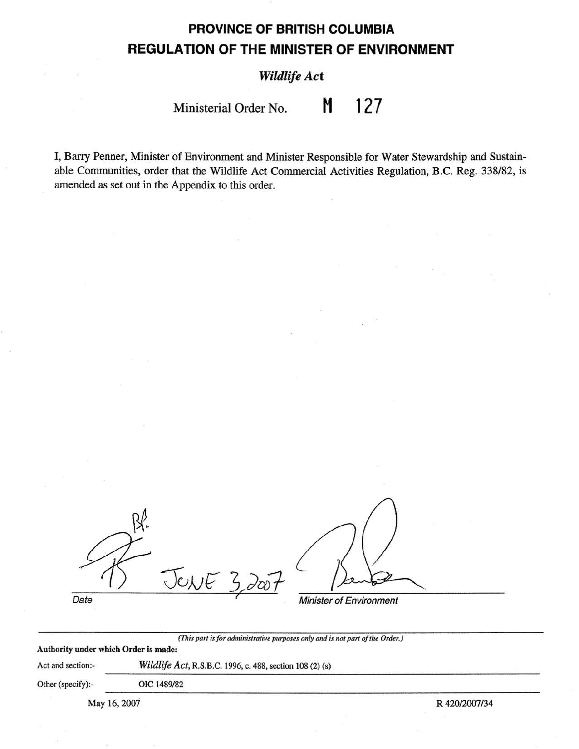# PROVINCE OF BRITISH COLUMBIA

# REGULATION OF THE MINISTER OF ENVIRONMENT

***Wildlife Act***

Ministerial Order No. M 127

I, Barry Penner, Minister of Environment and Minister Responsible for Water Stewardship and Sustainable Communities, order that the Wildlife Act Commercial Activities Regulation, B.C. Reg. 338/82, is amended as set out in the Appendix to this order.

June 3, 2007

Date

*Minister of Environment*

---

*(This part is for administrative purposes only and is not part of the Order.)*

**Authority under which Order is made:**

Act and section:- *Wildlife Act*, R.S.B.C. 1996, c. 488, section 108 (2) (s)

Other (specify):- OIC 1489/82

May 16, 2007

R 420/2007/34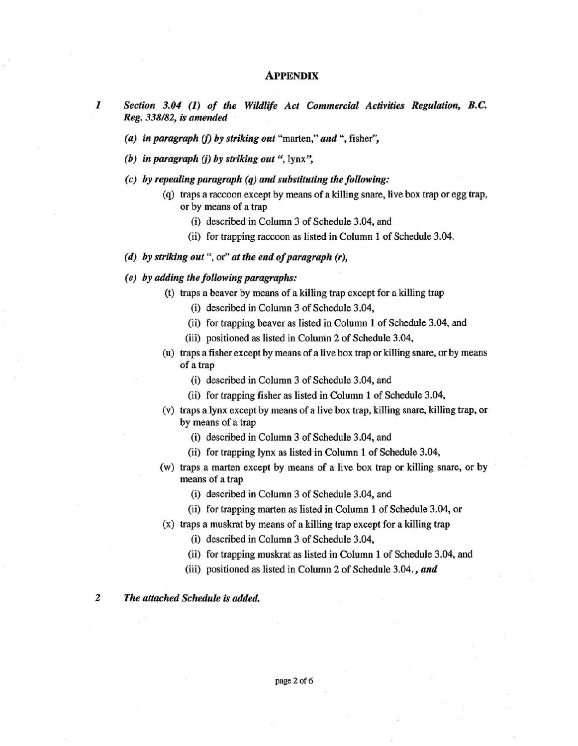## APPENDIX

1 *Section 3.04 (1) of the Wildlife Act Commercial Activities Regulation, B.C. Reg. 338/82, is amended*

*(a) in paragraph (f) by striking out* "marten," *and* ", fisher",

*(b) in paragraph (j) by striking out* ", lynx",

*(c) by repealing paragraph (q) and substituting the following:*

(q) traps a raccoon except by means of a killing snare, live box trap or egg trap, or by means of a trap

(i) described in Column 3 of Schedule 3.04, and

(ii) for trapping raccoon as listed in Column 1 of Schedule 3.04.

*(d) by striking out* ", or" *at the end of paragraph (r),*

*(e) by adding the following paragraphs:*

(t) traps a beaver by means of a killing trap except for a killing trap

(i) described in Column 3 of Schedule 3.04,

(ii) for trapping beaver as listed in Column 1 of Schedule 3.04, and

(iii) positioned as listed in Column 2 of Schedule 3.04,

(u) traps a fisher except by means of a live box trap or killing snare, or by means of a trap

(i) described in Column 3 of Schedule 3.04, and

(ii) for trapping fisher as listed in Column 1 of Schedule 3.04,

(v) traps a lynx except by means of a live box trap, killing snare, killing trap, or by means of a trap

(i) described in Column 3 of Schedule 3.04, and

(ii) for trapping lynx as listed in Column 1 of Schedule 3.04,

(w) traps a marten except by means of a live box trap or killing snare, or by means of a trap

(i) described in Column 3 of Schedule 3.04, and

(ii) for trapping marten as listed in Column 1 of Schedule 3.04, or

(x) traps a muskrat by means of a killing trap except for a killing trap

(i) described in Column 3 of Schedule 3.04,

(ii) for trapping muskrat as listed in Column 1 of Schedule 3.04, and

(iii) positioned as listed in Column 2 of Schedule 3.04., ***and***

2 *The attached Schedule is added.*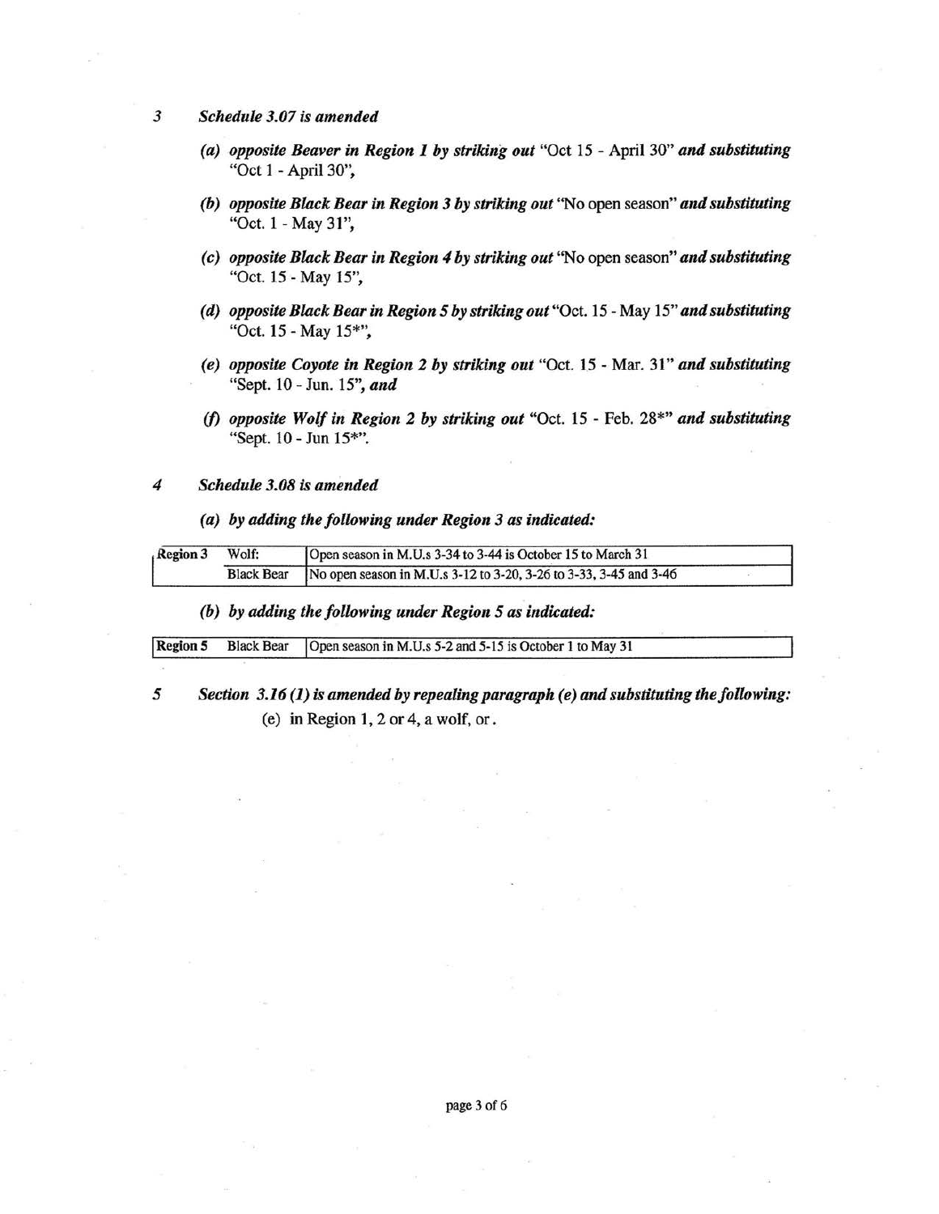3 *Schedule 3.07 is amended*

(a) ***opposite Beaver in Region 1 by striking out*** "Oct 15 - April 30" ***and substituting*** "Oct 1 - April 30",

(b) ***opposite Black Bear in Region 3 by striking out*** "No open season" ***and substituting*** "Oct. 1 - May 31",

(c) ***opposite Black Bear in Region 4 by striking out*** "No open season" ***and substituting*** "Oct. 15 - May 15",

(d) ***opposite Black Bear in Region 5 by striking out*** "Oct. 15 - May 15" ***and substituting*** "Oct. 15 - May 15*",

(e) ***opposite Coyote in Region 2 by striking out*** "Oct. 15 - Mar. 31" ***and substituting*** "Sept. 10 - Jun. 15", ***and***

(f) ***opposite Wolf in Region 2 by striking out*** "Oct. 15 - Feb. 28*" ***and substituting*** "Sept. 10 - Jun 15*".

4 *Schedule 3.08 is amended*

(a) ***by adding the following under Region 3 as indicated:***

| Region 3 | Wolf: | Open season in M.U.s 3-34 to 3-44 is October 15 to March 31 |
|---|---|---|
| | Black Bear | No open season in M.U.s 3-12 to 3-20, 3-26 to 3-33, 3-45 and 3-46 |

(b) ***by adding the following under Region 5 as indicated:***

| Region 5 | Black Bear | Open season in M.U.s 5-2 and 5-15 is October 1 to May 31 |
|---|---|---|

5 ***Section 3.16 (1) is amended by repealing paragraph (e) and substituting the following:***

(e) in Region 1, 2 or 4, a wolf, or.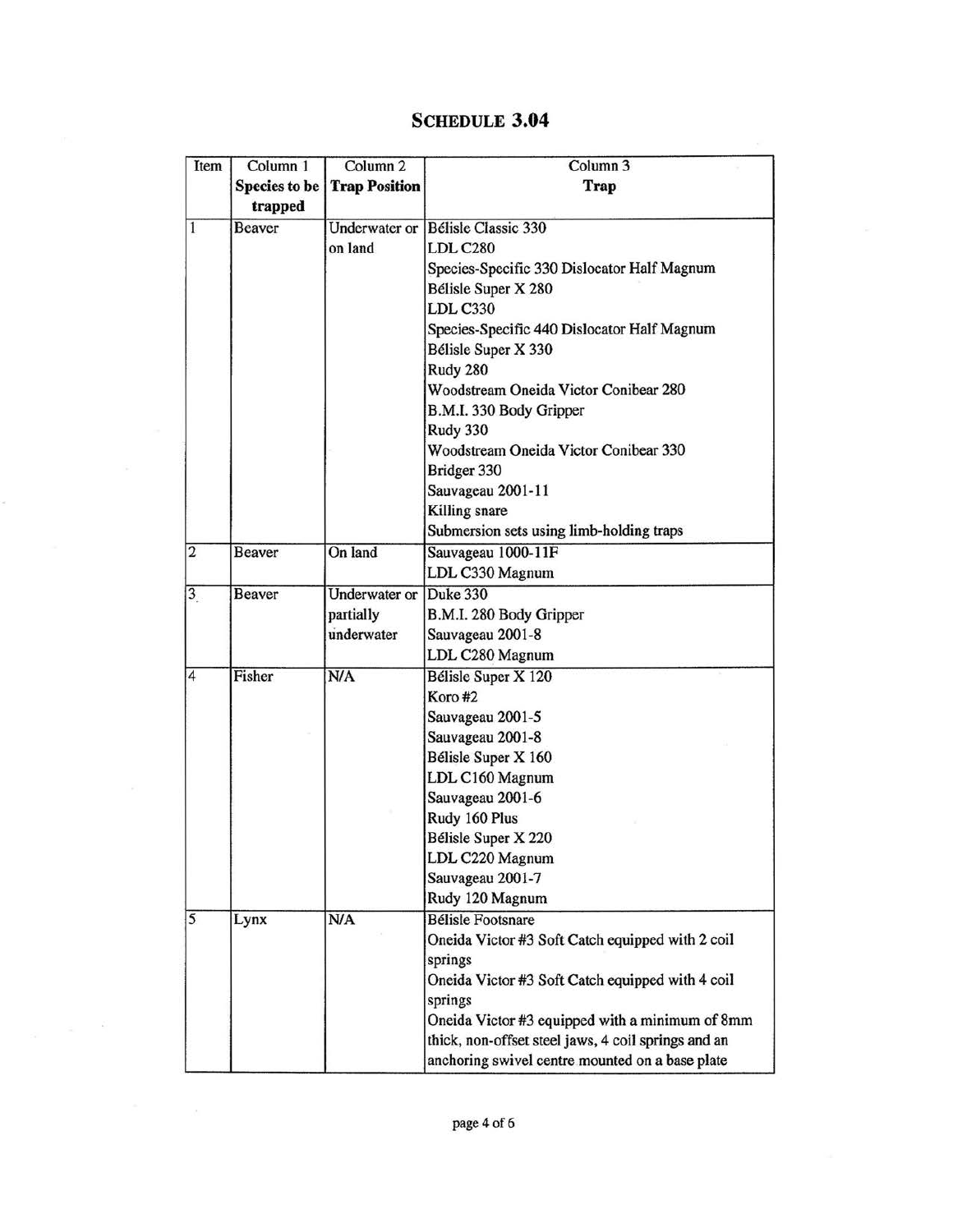# SCHEDULE 3.04

| Item | Column 1 Species to be trapped | Column 2 Trap Position | Column 3 Trap |
|---|---|---|---|
| 1 | Beaver | Underwater or on land | Bélisle Classic 330<br>LDL C280<br>Species-Specific 330 Dislocator Half Magnum<br>Bélisle Super X 280<br>LDL C330<br>Species-Specific 440 Dislocator Half Magnum<br>Bélisle Super X 330<br>Rudy 280<br>Woodstream Oneida Victor Conibear 280<br>B.M.I. 330 Body Gripper<br>Rudy 330<br>Woodstream Oneida Victor Conibear 330<br>Bridger 330<br>Sauvageau 2001-11<br>Killing snare<br>Submersion sets using limb-holding traps |
| 2 | Beaver | On land | Sauvageau 1000-11F<br>LDL C330 Magnum |
| 3 | Beaver | Underwater or partially underwater | Duke 330<br>B.M.I. 280 Body Gripper<br>Sauvageau 2001-8<br>LDL C280 Magnum |
| 4 | Fisher | N/A | Bélisle Super X 120<br>Koro #2<br>Sauvageau 2001-5<br>Sauvageau 2001-8<br>Bélisle Super X 160<br>LDL C160 Magnum<br>Sauvageau 2001-6<br>Rudy 160 Plus<br>Bélisle Super X 220<br>LDL C220 Magnum<br>Sauvageau 2001-7<br>Rudy 120 Magnum |
| 5 | Lynx | N/A | Bélisle Footsnare<br>Oneida Victor #3 Soft Catch equipped with 2 coil springs<br>Oneida Victor #3 Soft Catch equipped with 4 coil springs<br>Oneida Victor #3 equipped with a minimum of 8mm thick, non-offset steel jaws, 4 coil springs and an anchoring swivel centre mounted on a base plate |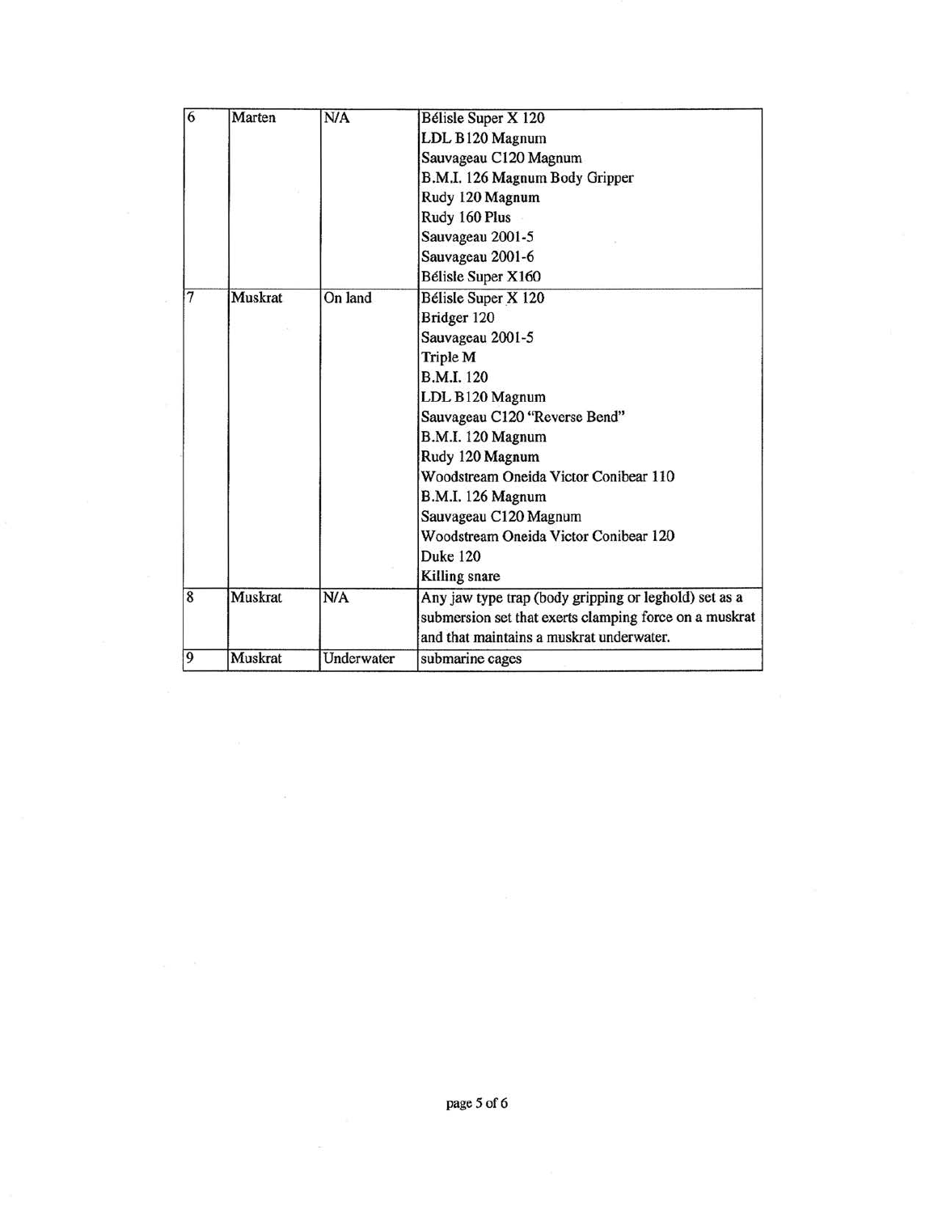| | | | |
|---|---|---|---|
| 6 | Marten | N/A | Bélisle Super X 120<br>LDL B120 Magnum<br>Sauvageau C120 Magnum<br>B.M.I. 126 Magnum Body Gripper<br>Rudy 120 Magnum<br>Rudy 160 Plus<br>Sauvageau 2001-5<br>Sauvageau 2001-6<br>Bélisle Super X160 |
| 7 | Muskrat | On land | Bélisle Super X 120<br>Bridger 120<br>Sauvageau 2001-5<br>Triple M<br>B.M.I. 120<br>LDL B120 Magnum<br>Sauvageau C120 "Reverse Bend"<br>B.M.I. 120 Magnum<br>Rudy 120 Magnum<br>Woodstream Oneida Victor Conibear 110<br>B.M.I. 126 Magnum<br>Sauvageau C120 Magnum<br>Woodstream Oneida Victor Conibear 120<br>Duke 120<br>Killing snare |
| 8 | Muskrat | N/A | Any jaw type trap (body gripping or leghold) set as a submersion set that exerts clamping force on a muskrat and that maintains a muskrat underwater. |
| 9 | Muskrat | Underwater | submarine cages |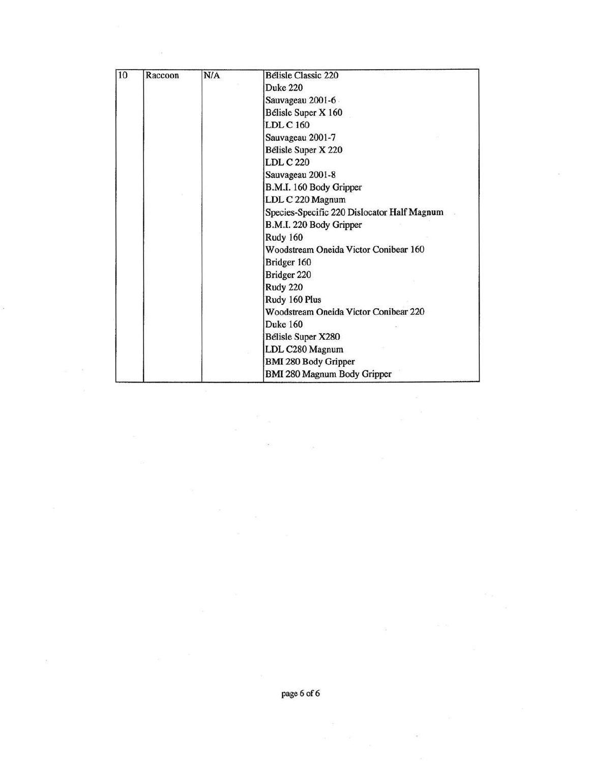| | | | |
|---|---|---|---|
| 10 | Raccoon | N/A | Bélisle Classic 220<br>Duke 220<br>Sauvageau 2001-6<br>Bélisle Super X 160<br>LDL C 160<br>Sauvageau 2001-7<br>Bélisle Super X 220<br>LDL C 220<br>Sauvageau 2001-8<br>B.M.I. 160 Body Gripper<br>LDL C 220 Magnum<br>Species-Specific 220 Dislocator Half Magnum<br>B.M.I. 220 Body Gripper<br>Rudy 160<br>Woodstream Oneida Victor Conibear 160<br>Bridger 160<br>Bridger 220<br>Rudy 220<br>Rudy 160 Plus<br>Woodstream Oneida Victor Conibear 220<br>Duke 160<br>Bélisle Super X280<br>LDL C280 Magnum<br>BMI 280 Body Gripper<br>BMI 280 Magnum Body Gripper |